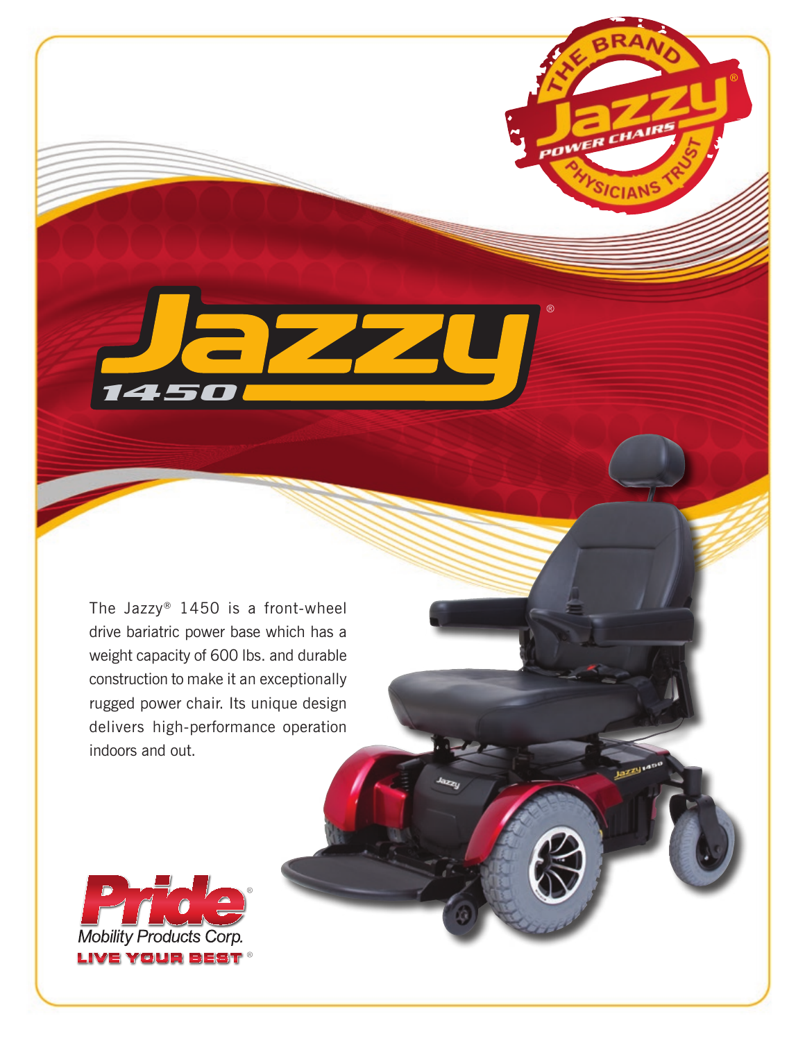THE BRAND Jazzy® POWER CHAIRS PHYSICIANS TRUST

# Jazzy® 1450

The Jazzy® 1450 is a front-wheel drive bariatric power base which has a weight capacity of 600 lbs. and durable construction to make it an exceptionally rugged power chair. Its unique design delivers high-performance operation indoors and out.

Pride® Mobility Products Corp.

LIVE YOUR BEST®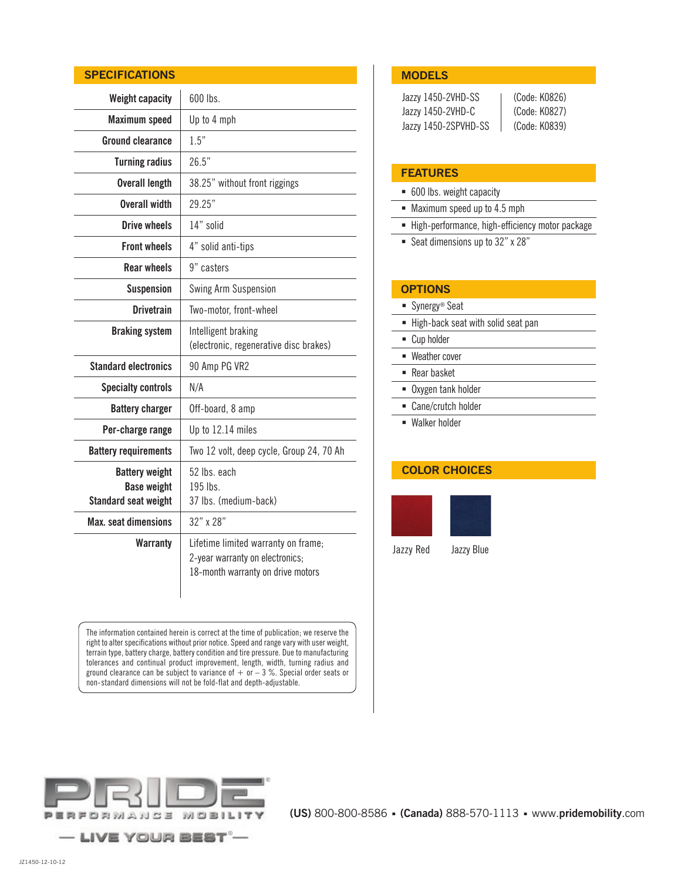## SPECIFICATIONS

| | |
|---|---|
| **Weight capacity** | 600 lbs. |
| **Maximum speed** | Up to 4 mph |
| **Ground clearance** | 1.5” |
| **Turning radius** | 26.5” |
| **Overall length** | 38.25” without front riggings |
| **Overall width** | 29.25” |
| **Drive wheels** | 14” solid |
| **Front wheels** | 4” solid anti-tips |
| **Rear wheels** | 9” casters |
| **Suspension** | Swing Arm Suspension |
| **Drivetrain** | Two-motor, front-wheel |
| **Braking system** | Intelligent braking (electronic, regenerative disc brakes) |
| **Standard electronics** | 90 Amp PG VR2 |
| **Specialty controls** | N/A |
| **Battery charger** | Off-board, 8 amp |
| **Per-charge range** | Up to 12.14 miles |
| **Battery requirements** | Two 12 volt, deep cycle, Group 24, 70 Ah |
| **Battery weight**<br>**Base weight**<br>**Standard seat weight** | 52 lbs. each<br>195 lbs.<br>37 lbs. (medium-back) |
| **Max. seat dimensions** | 32” x 28” |
| **Warranty** | Lifetime limited warranty on frame;<br>2-year warranty on electronics;<br>18-month warranty on drive motors |

The information contained herein is correct at the time of publication; we reserve the right to alter specifications without prior notice. Speed and range vary with user weight, terrain type, battery charge, battery condition and tire pressure. Due to manufacturing tolerances and continual product improvement, length, width, turning radius and ground clearance can be subject to variance of + or – 3 %. Special order seats or non-standard dimensions will not be fold-flat and depth-adjustable.

## MODELS

| | |
|---|---|
| Jazzy 1450-2VHD-SS | (Code: K0826) |
| Jazzy 1450-2VHD-C | (Code: K0827) |
| Jazzy 1450-2SPVHD-SS | (Code: K0839) |

## FEATURES

- 600 lbs. weight capacity
- Maximum speed up to 4.5 mph
- High-performance, high-efficiency motor package
- Seat dimensions up to 32” x 28”

## OPTIONS

- Synergy® Seat
- High-back seat with solid seat pan
- Cup holder
- Weather cover
- Rear basket
- Oxygen tank holder
- Cane/crutch holder
- Walker holder

## COLOR CHOICES

Jazzy Red

Jazzy Blue

PRIDE® PERFORMANCE MOBILITY

— LIVE YOUR BEST® —

**(US)** 800-800-8586 ▪ **(Canada)** 888-570-1113 ▪ www.**pridemobility**.com

JZ1450-12-10-12